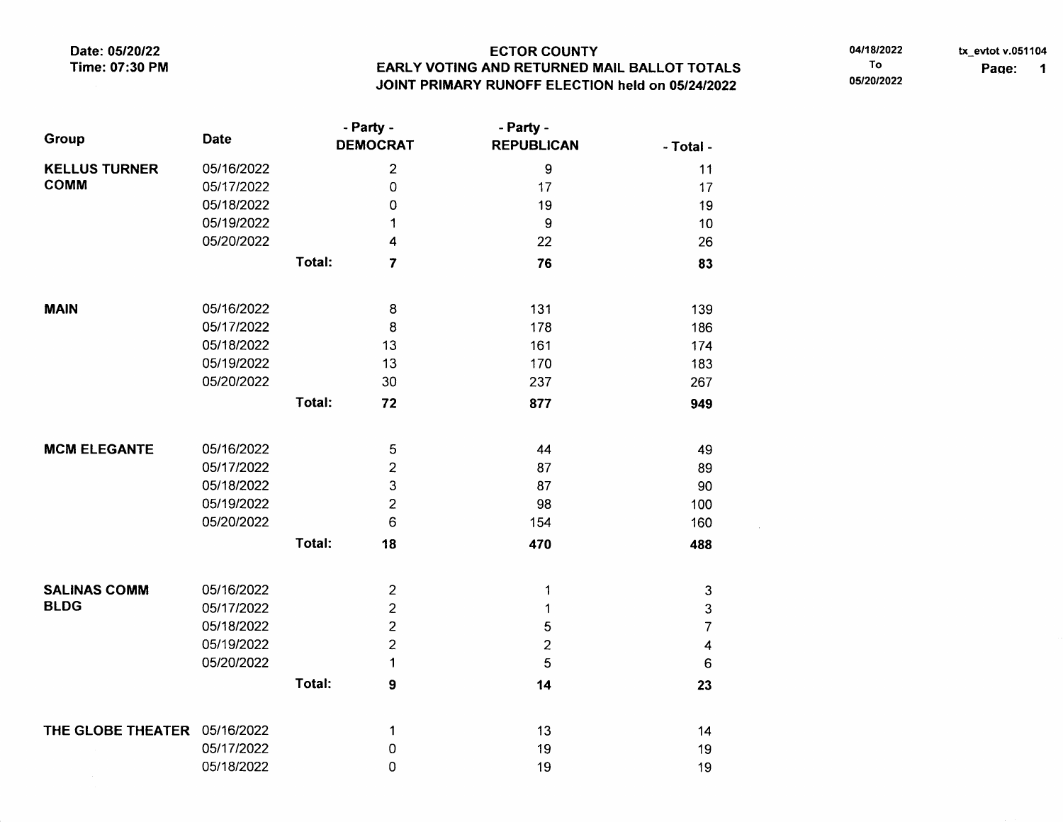Date: 05/20/22
Time: 07:30 PM

# ECTOR COUNTY
## EARLY VOTING AND RETURNED MAIL BALLOT TOTALS
## JOINT PRIMARY RUNOFF ELECTION held on 05/24/2022

04/18/2022
To
05/20/2022

tx_evtot v.051104

| Group | Date | | - Party - DEMOCRAT | - Party - REPUBLICAN | - Total - |
|---|---|---|---|---|---|
| **KELLUS TURNER COMM** | 05/16/2022 | | 2 | 9 | 11 |
| | 05/17/2022 | | 0 | 17 | 17 |
| | 05/18/2022 | | 0 | 19 | 19 |
| | 05/19/2022 | | 1 | 9 | 10 |
| | 05/20/2022 | | 4 | 22 | 26 |
| | | **Total:** | **7** | **76** | **83** |
| **MAIN** | 05/16/2022 | | 8 | 131 | 139 |
| | 05/17/2022 | | 8 | 178 | 186 |
| | 05/18/2022 | | 13 | 161 | 174 |
| | 05/19/2022 | | 13 | 170 | 183 |
| | 05/20/2022 | | 30 | 237 | 267 |
| | | **Total:** | **72** | **877** | **949** |
| **MCM ELEGANTE** | 05/16/2022 | | 5 | 44 | 49 |
| | 05/17/2022 | | 2 | 87 | 89 |
| | 05/18/2022 | | 3 | 87 | 90 |
| | 05/19/2022 | | 2 | 98 | 100 |
| | 05/20/2022 | | 6 | 154 | 160 |
| | | **Total:** | **18** | **470** | **488** |
| **SALINAS COMM BLDG** | 05/16/2022 | | 2 | 1 | 3 |
| | 05/17/2022 | | 2 | 1 | 3 |
| | 05/18/2022 | | 2 | 5 | 7 |
| | 05/19/2022 | | 2 | 2 | 4 |
| | 05/20/2022 | | 1 | 5 | 6 |
| | | **Total:** | **9** | **14** | **23** |
| **THE GLOBE THEATER** | 05/16/2022 | | 1 | 13 | 14 |
| | 05/17/2022 | | 0 | 19 | 19 |
| | 05/18/2022 | | 0 | 19 | 19 |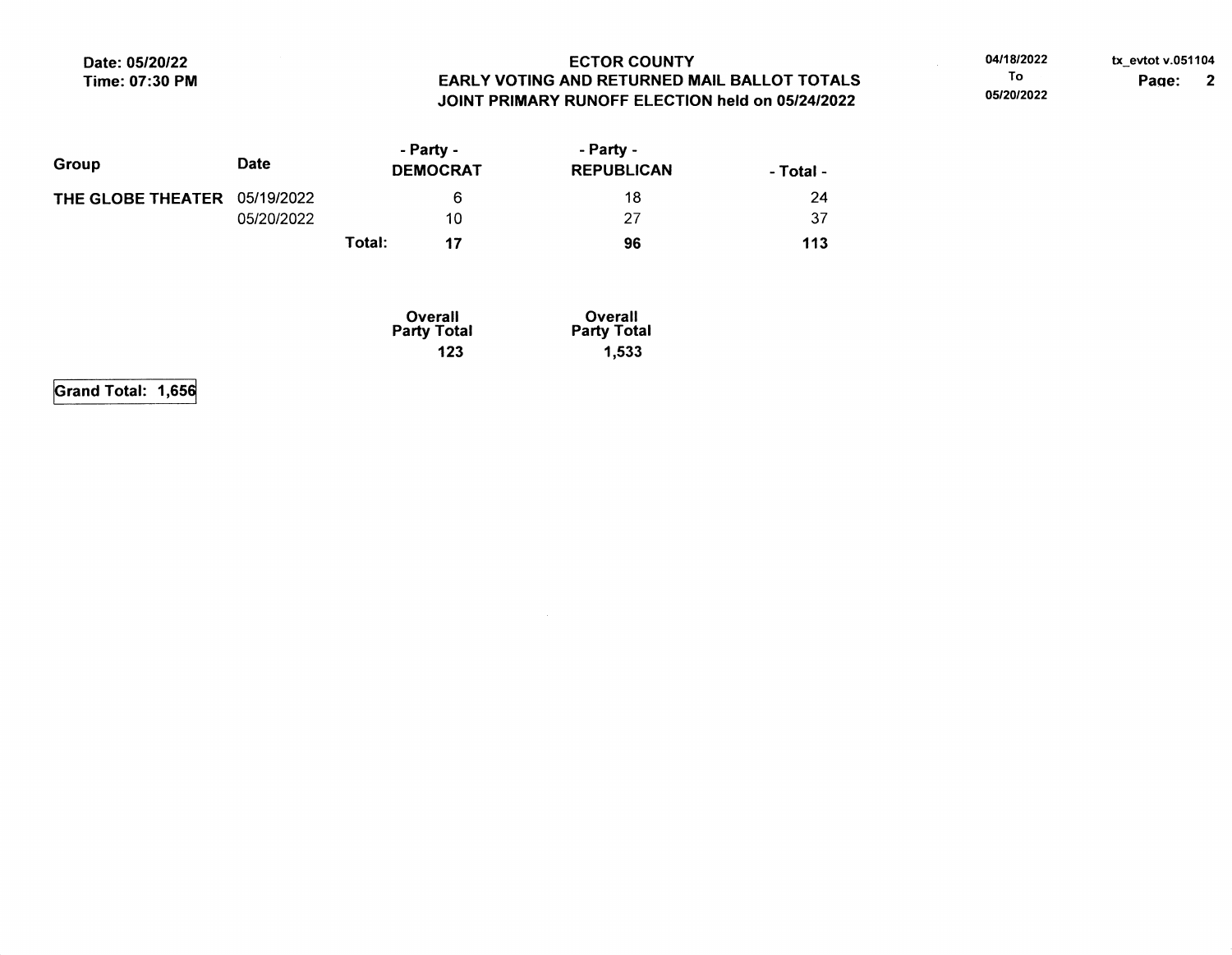Date: 05/20/22
Time: 07:30 PM

# ECTOR COUNTY
## EARLY VOTING AND RETURNED MAIL BALLOT TOTALS
## JOINT PRIMARY RUNOFF ELECTION held on 05/24/2022

04/18/2022
To
05/20/2022

tx_evtot v.051104

| Group | Date | | - Party - DEMOCRAT | - Party - REPUBLICAN | - Total - |
|---|---|---|---|---|---|
| THE GLOBE THEATER | 05/19/2022 | | 6 | 18 | 24 |
| | 05/20/2022 | | 10 | 27 | 37 |
| | | **Total:** | **17** | **96** | **113** |

| | Overall Party Total | Overall Party Total |
|---|---|---|
| | **123** | **1,533** |

**Grand Total: 1,656**